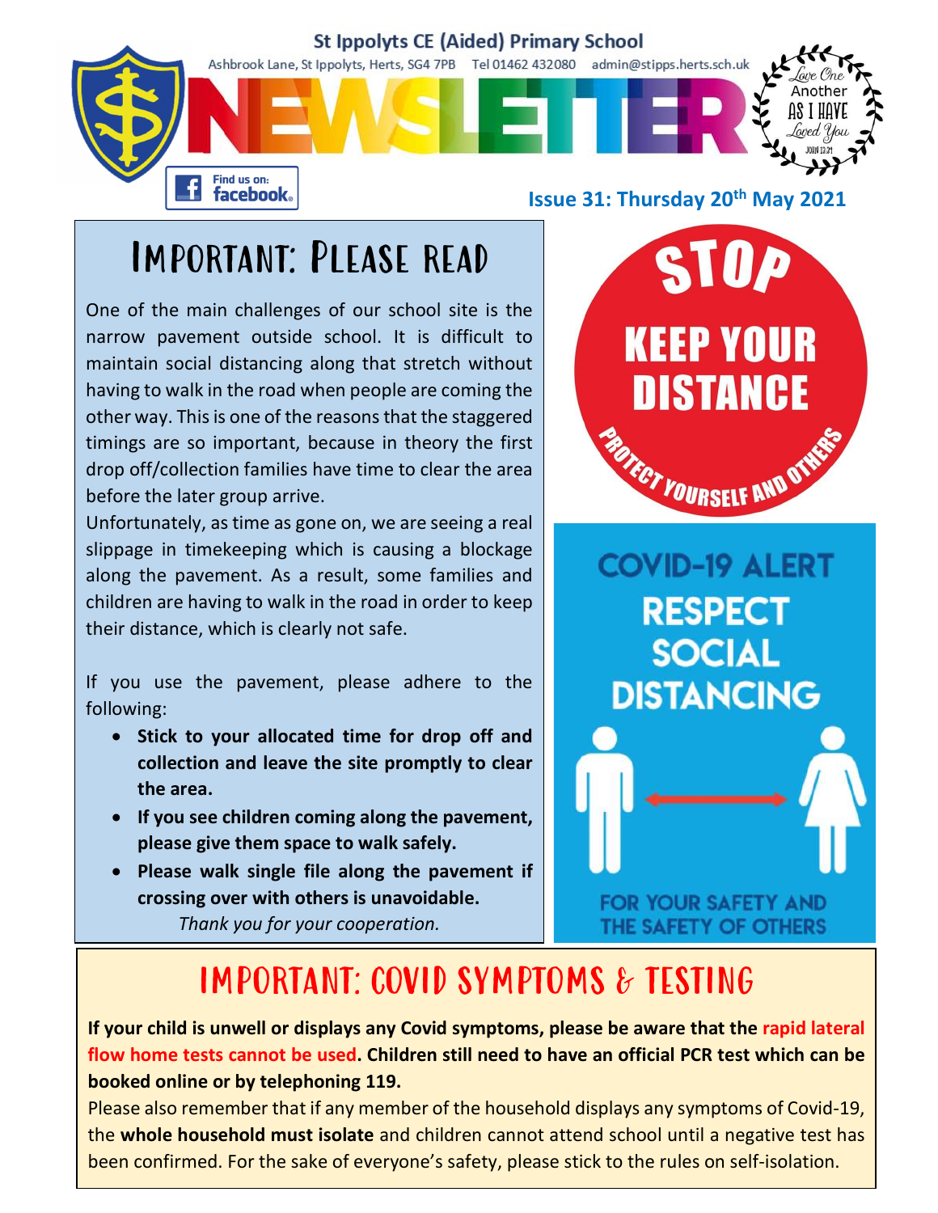St Ippolyts CE (Aided) Primary School

Ashbrook Lane, St Ippolyts, Herts, SG4 7PB Tel 01462 432080 admin@stipps.herts.sch.uk

# NEWSLETTER

Love One Another As I Have Loved You — John 13:34

Find us on: facebook

**Issue 31: Thursday 20th May 2021**

## Important: Please read

One of the main challenges of our school site is the narrow pavement outside school. It is difficult to maintain social distancing along that stretch without having to walk in the road when people are coming the other way. This is one of the reasons that the staggered timings are so important, because in theory the first drop off/collection families have time to clear the area before the later group arrive.

Unfortunately, as time as gone on, we are seeing a real slippage in timekeeping which is causing a blockage along the pavement. As a result, some families and children are having to walk in the road in order to keep their distance, which is clearly not safe.

If you use the pavement, please adhere to the following:

- **Stick to your allocated time for drop off and collection and leave the site promptly to clear the area.**
- **If you see children coming along the pavement, please give them space to walk safely.**
- **Please walk single file along the pavement if crossing over with others is unavoidable.**

*Thank you for your cooperation.*

STOP
KEEP YOUR DISTANCE
PROTECT YOURSELF AND OTHERS

COVID-19 ALERT
RESPECT SOCIAL DISTANCING
FOR YOUR SAFETY AND THE SAFETY OF OTHERS

## IMPORTANT: COVID SYMPTOMS & TESTING

**If your child is unwell or displays any Covid symptoms, please be aware that the rapid lateral flow home tests cannot be used. Children still need to have an official PCR test which can be booked online or by telephoning 119.**

Please also remember that if any member of the household displays any symptoms of Covid-19, the **whole household must isolate** and children cannot attend school until a negative test has been confirmed. For the sake of everyone's safety, please stick to the rules on self-isolation.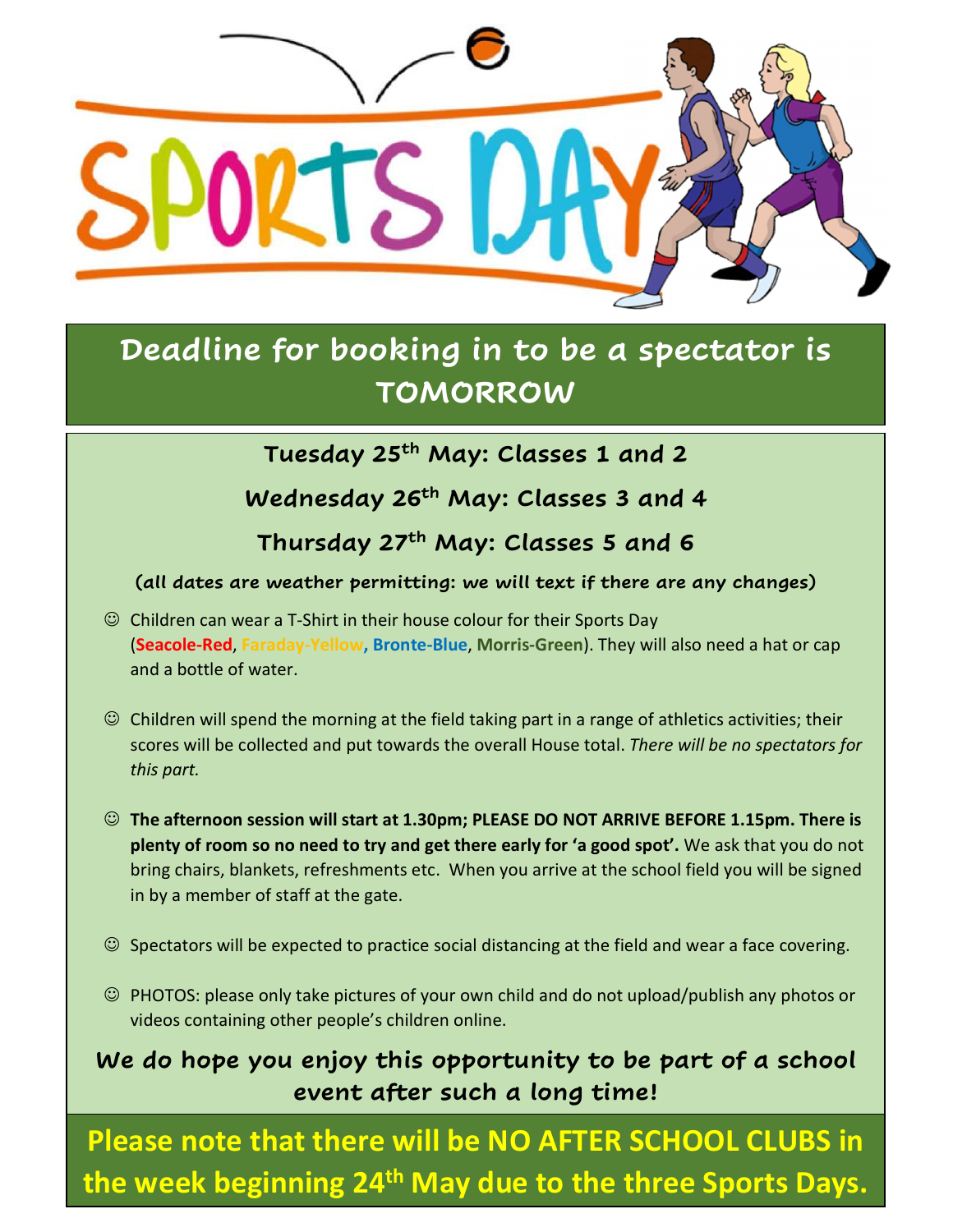# SPORTS DAY

## Deadline for booking in to be a spectator is TOMORROW

**Tuesday 25th May: Classes 1 and 2**

**Wednesday 26th May: Classes 3 and 4**

**Thursday 27th May: Classes 5 and 6**

**(all dates are weather permitting: we will text if there are any changes)**

- ☺ Children can wear a T-Shirt in their house colour for their Sports Day (**Seacole-Red**, **Faraday-Yellow**, **Bronte-Blue**, **Morris-Green**). They will also need a hat or cap and a bottle of water.
- ☺ Children will spend the morning at the field taking part in a range of athletics activities; their scores will be collected and put towards the overall House total. *There will be no spectators for this part.*
- ☺ **The afternoon session will start at 1.30pm; PLEASE DO NOT ARRIVE BEFORE 1.15pm. There is plenty of room so no need to try and get there early for 'a good spot'.** We ask that you do not bring chairs, blankets, refreshments etc. When you arrive at the school field you will be signed in by a member of staff at the gate.
- ☺ Spectators will be expected to practice social distancing at the field and wear a face covering.
- ☺ PHOTOS: please only take pictures of your own child and do not upload/publish any photos or videos containing other people's children online.

**We do hope you enjoy this opportunity to be part of a school event after such a long time!**

**Please note that there will be NO AFTER SCHOOL CLUBS in the week beginning 24th May due to the three Sports Days.**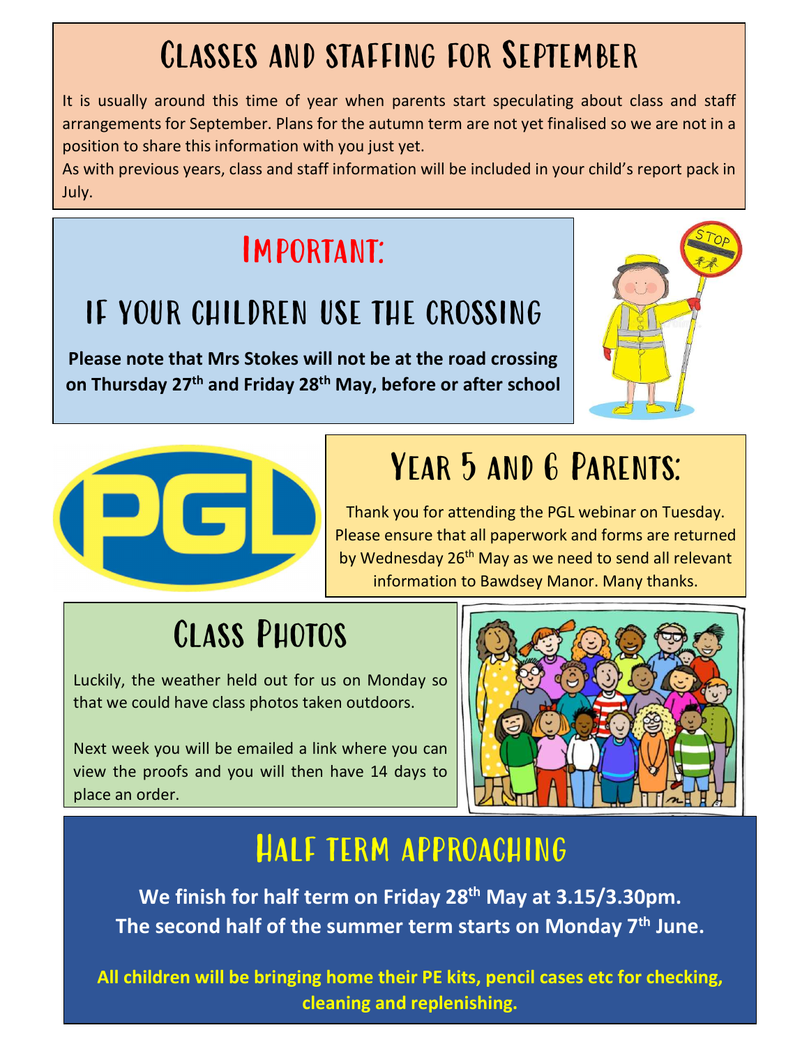# Classes and staffing for September

It is usually around this time of year when parents start speculating about class and staff arrangements for September. Plans for the autumn term are not yet finalised so we are not in a position to share this information with you just yet.

As with previous years, class and staff information will be included in your child's report pack in July.

# Important:

## If your children use the crossing

**Please note that Mrs Stokes will not be at the road crossing on Thursday 27th and Friday 28th May, before or after school**

# Year 5 and 6 Parents:

Thank you for attending the PGL webinar on Tuesday. Please ensure that all paperwork and forms are returned by Wednesday 26th May as we need to send all relevant information to Bawdsey Manor. Many thanks.

# Class Photos

Luckily, the weather held out for us on Monday so that we could have class photos taken outdoors.

Next week you will be emailed a link where you can view the proofs and you will then have 14 days to place an order.

# Half term approaching

**We finish for half term on Friday 28th May at 3.15/3.30pm.**
**The second half of the summer term starts on Monday 7th June.**

**All children will be bringing home their PE kits, pencil cases etc for checking, cleaning and replenishing.**